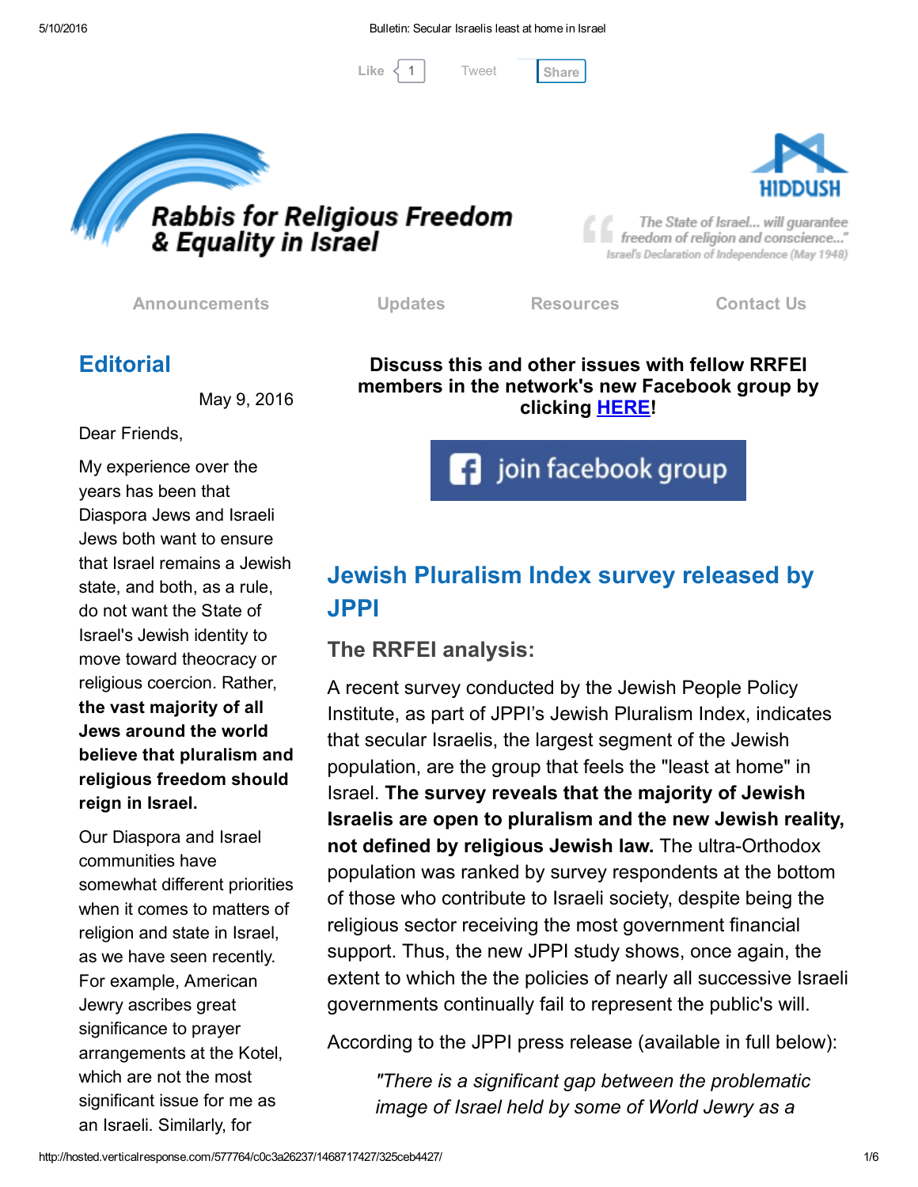Like 1 Tweet Share

# Rabbis for Religious Freedom & Equality in Israel

HIDDUSH

"The State of Israel... will guarantee freedom of religion and conscience..."
Israel's Declaration of Independence (May 1948)

Announcements | Updates | Resources | Contact Us

## Editorial

May 9, 2016

Dear Friends,

My experience over the years has been that Diaspora Jews and Israeli Jews both want to ensure that Israel remains a Jewish state, and both, as a rule, do not want the State of Israel's Jewish identity to move toward theocracy or religious coercion. Rather, **the vast majority of all Jews around the world believe that pluralism and religious freedom should reign in Israel.**

Our Diaspora and Israel communities have somewhat different priorities when it comes to matters of religion and state in Israel, as we have seen recently. For example, American Jewry ascribes great significance to prayer arrangements at the Kotel, which are not the most significant issue for me as an Israeli. Similarly, for

**Discuss this and other issues with fellow RRFEI members in the network's new Facebook group by clicking HERE!**

join facebook group

## Jewish Pluralism Index survey released by JPPI

### The RRFEI analysis:

A recent survey conducted by the Jewish People Policy Institute, as part of JPPI's Jewish Pluralism Index, indicates that secular Israelis, the largest segment of the Jewish population, are the group that feels the "least at home" in Israel. **The survey reveals that the majority of Jewish Israelis are open to pluralism and the new Jewish reality, not defined by religious Jewish law.** The ultra-Orthodox population was ranked by survey respondents at the bottom of those who contribute to Israeli society, despite being the religious sector receiving the most government financial support. Thus, the new JPPI study shows, once again, the extent to which the the policies of nearly all successive Israeli governments continually fail to represent the public's will.

According to the JPPI press release (available in full below):

> *"There is a significant gap between the problematic image of Israel held by some of World Jewry as a*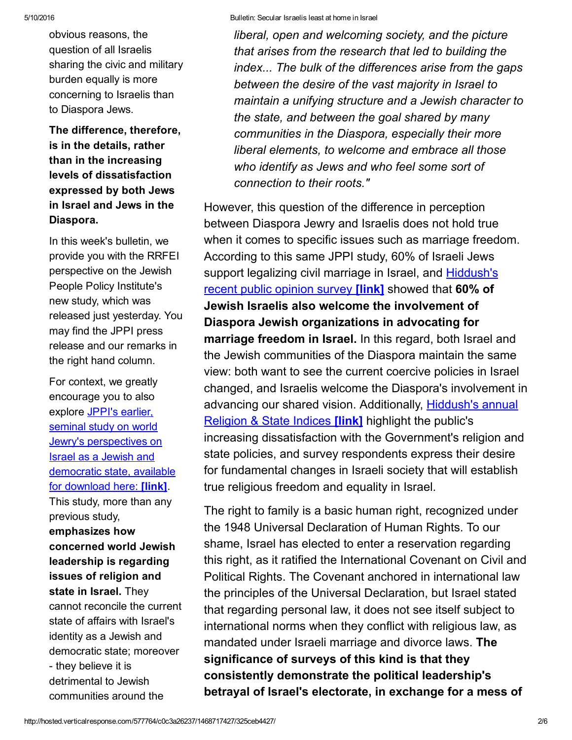obvious reasons, the question of all Israelis sharing the civic and military burden equally is more concerning to Israelis than to Diaspora Jews.

**The difference, therefore, is in the details, rather than in the increasing levels of dissatisfaction expressed by both Jews in Israel and Jews in the Diaspora.**

In this week's bulletin, we provide you with the RRFEI perspective on the Jewish People Policy Institute's new study, which was released just yesterday. You may find the JPPI press release and our remarks in the right hand column.

For context, we greatly encourage you to also explore JPPI's earlier, seminal study on world Jewry's perspectives on Israel as a Jewish and democratic state, available for download here: **[link]**. This study, more than any previous study, **emphasizes how concerned world Jewish leadership is regarding issues of religion and state in Israel.** They cannot reconcile the current state of affairs with Israel's identity as a Jewish and democratic state; moreover - they believe it is detrimental to Jewish communities around the

*liberal, open and welcoming society, and the picture that arises from the research that led to building the index... The bulk of the differences arise from the gaps between the desire of the vast majority in Israel to maintain a unifying structure and a Jewish character to the state, and between the goal shared by many communities in the Diaspora, especially their more liberal elements, to welcome and embrace all those who identify as Jews and who feel some sort of connection to their roots."*

However, this question of the difference in perception between Diaspora Jewry and Israelis does not hold true when it comes to specific issues such as marriage freedom. According to this same JPPI study, 60% of Israeli Jews support legalizing civil marriage in Israel, and Hiddush's recent public opinion survey **[link]** showed that **60% of Jewish Israelis also welcome the involvement of Diaspora Jewish organizations in advocating for marriage freedom in Israel.** In this regard, both Israel and the Jewish communities of the Diaspora maintain the same view: both want to see the current coercive policies in Israel changed, and Israelis welcome the Diaspora's involvement in advancing our shared vision. Additionally, Hiddush's annual Religion & State Indices **[link]** highlight the public's increasing dissatisfaction with the Government's religion and state policies, and survey respondents express their desire for fundamental changes in Israeli society that will establish true religious freedom and equality in Israel.

The right to family is a basic human right, recognized under the 1948 Universal Declaration of Human Rights. To our shame, Israel has elected to enter a reservation regarding this right, as it ratified the International Covenant on Civil and Political Rights. The Covenant anchored in international law the principles of the Universal Declaration, but Israel stated that regarding personal law, it does not see itself subject to international norms when they conflict with religious law, as mandated under Israeli marriage and divorce laws. **The significance of surveys of this kind is that they consistently demonstrate the political leadership's betrayal of Israel's electorate, in exchange for a mess of**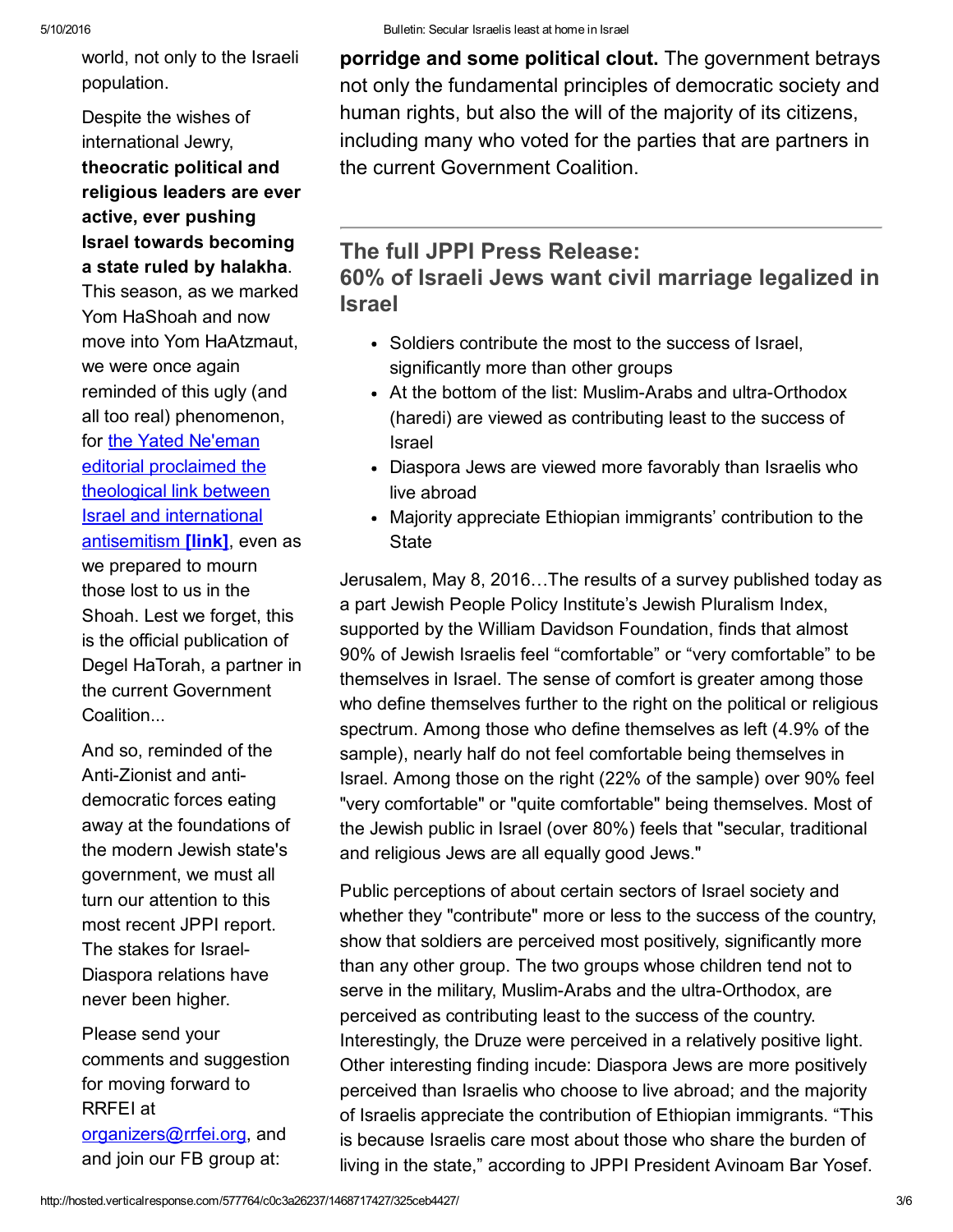world, not only to the Israeli population.

Despite the wishes of international Jewry, **theocratic political and religious leaders are ever active, ever pushing Israel towards becoming a state ruled by halakha**. This season, as we marked Yom HaShoah and now move into Yom HaAtzmaut, we were once again reminded of this ugly (and all too real) phenomenon, for [the Yated Ne'eman editorial proclaimed the theological link between Israel and international antisemitism **[link]**](), even as we prepared to mourn those lost to us in the Shoah. Lest we forget, this is the official publication of Degel HaTorah, a partner in the current Government Coalition...

And so, reminded of the Anti-Zionist and anti-democratic forces eating away at the foundations of the modern Jewish state's government, we must all turn our attention to this most recent JPPI report. The stakes for Israel-Diaspora relations have never been higher.

Please send your comments and suggestion for moving forward to RRFEI at [organizers@rrfei.org](mailto:organizers@rrfei.org), and and join our FB group at:

**porridge and some political clout.** The government betrays not only the fundamental principles of democratic society and human rights, but also the will of the majority of its citizens, including many who voted for the parties that are partners in the current Government Coalition.

---

## The full JPPI Press Release: 60% of Israeli Jews want civil marriage legalized in Israel

- Soldiers contribute the most to the success of Israel, significantly more than other groups
- At the bottom of the list: Muslim-Arabs and ultra-Orthodox (haredi) are viewed as contributing least to the success of Israel
- Diaspora Jews are viewed more favorably than Israelis who live abroad
- Majority appreciate Ethiopian immigrants' contribution to the State

Jerusalem, May 8, 2016…The results of a survey published today as a part Jewish People Policy Institute's Jewish Pluralism Index, supported by the William Davidson Foundation, finds that almost 90% of Jewish Israelis feel "comfortable" or "very comfortable" to be themselves in Israel. The sense of comfort is greater among those who define themselves further to the right on the political or religious spectrum. Among those who define themselves as left (4.9% of the sample), nearly half do not feel comfortable being themselves in Israel. Among those on the right (22% of the sample) over 90% feel "very comfortable" or "quite comfortable" being themselves. Most of the Jewish public in Israel (over 80%) feels that "secular, traditional and religious Jews are all equally good Jews."

Public perceptions of about certain sectors of Israel society and whether they "contribute" more or less to the success of the country, show that soldiers are perceived most positively, significantly more than any other group. The two groups whose children tend not to serve in the military, Muslim-Arabs and the ultra-Orthodox, are perceived as contributing least to the success of the country. Interestingly, the Druze were perceived in a relatively positive light. Other interesting finding incude: Diaspora Jews are more positively perceived than Israelis who choose to live abroad; and the majority of Israelis appreciate the contribution of Ethiopian immigrants. "This is because Israelis care most about those who share the burden of living in the state," according to JPPI President Avinoam Bar Yosef.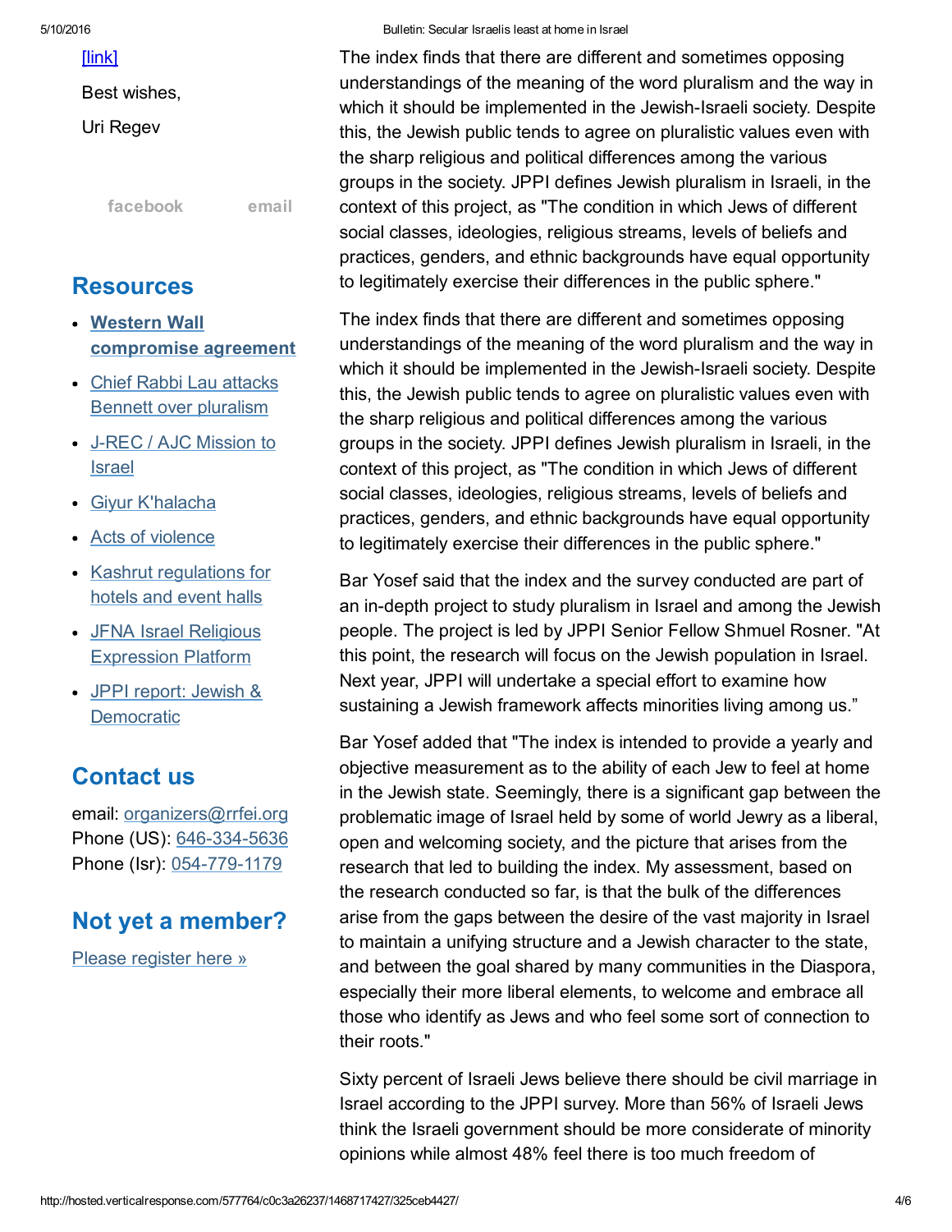[link]

Best wishes,

Uri Regev

facebook email

## Resources

- **Western Wall compromise agreement**
- Chief Rabbi Lau attacks Bennett over pluralism
- J-REC / AJC Mission to Israel
- Giyur K'halacha
- Acts of violence
- Kashrut regulations for hotels and event halls
- JFNA Israel Religious Expression Platform
- JPPI report: Jewish & Democratic

## Contact us

email: organizers@rrfei.org
Phone (US): 646-334-5636
Phone (Isr): 054-779-1179

## Not yet a member?

Please register here »

The index finds that there are different and sometimes opposing understandings of the meaning of the word pluralism and the way in which it should be implemented in the Jewish-Israeli society. Despite this, the Jewish public tends to agree on pluralistic values even with the sharp religious and political differences among the various groups in the society. JPPI defines Jewish pluralism in Israeli, in the context of this project, as "The condition in which Jews of different social classes, ideologies, religious streams, levels of beliefs and practices, genders, and ethnic backgrounds have equal opportunity to legitimately exercise their differences in the public sphere."

The index finds that there are different and sometimes opposing understandings of the meaning of the word pluralism and the way in which it should be implemented in the Jewish-Israeli society. Despite this, the Jewish public tends to agree on pluralistic values even with the sharp religious and political differences among the various groups in the society. JPPI defines Jewish pluralism in Israeli, in the context of this project, as "The condition in which Jews of different social classes, ideologies, religious streams, levels of beliefs and practices, genders, and ethnic backgrounds have equal opportunity to legitimately exercise their differences in the public sphere."

Bar Yosef said that the index and the survey conducted are part of an in-depth project to study pluralism in Israel and among the Jewish people. The project is led by JPPI Senior Fellow Shmuel Rosner. "At this point, the research will focus on the Jewish population in Israel. Next year, JPPI will undertake a special effort to examine how sustaining a Jewish framework affects minorities living among us."

Bar Yosef added that "The index is intended to provide a yearly and objective measurement as to the ability of each Jew to feel at home in the Jewish state. Seemingly, there is a significant gap between the problematic image of Israel held by some of world Jewry as a liberal, open and welcoming society, and the picture that arises from the research that led to building the index. My assessment, based on the research conducted so far, is that the bulk of the differences arise from the gaps between the desire of the vast majority in Israel to maintain a unifying structure and a Jewish character to the state, and between the goal shared by many communities in the Diaspora, especially their more liberal elements, to welcome and embrace all those who identify as Jews and who feel some sort of connection to their roots."

Sixty percent of Israeli Jews believe there should be civil marriage in Israel according to the JPPI survey. More than 56% of Israeli Jews think the Israeli government should be more considerate of minority opinions while almost 48% feel there is too much freedom of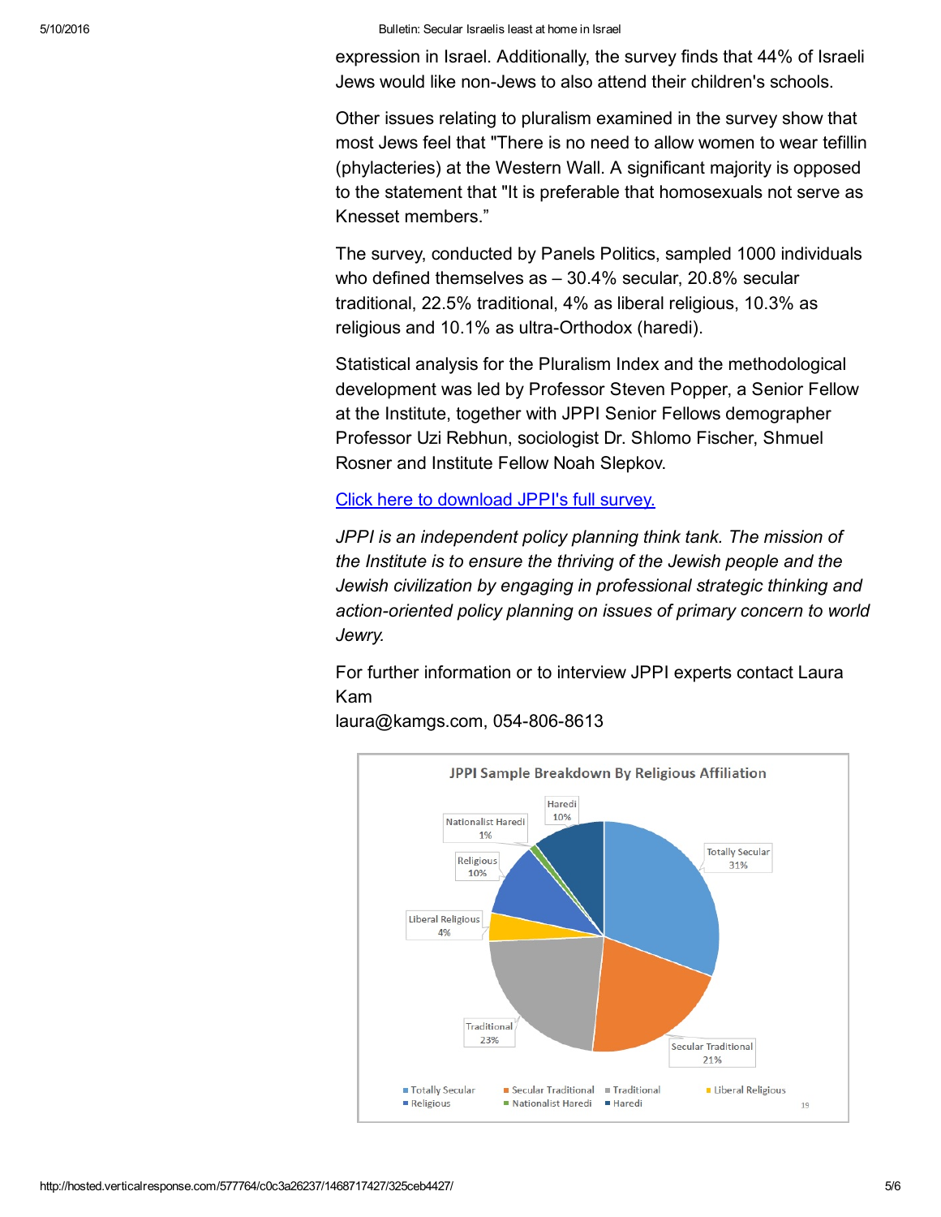expression in Israel. Additionally, the survey finds that 44% of Israeli Jews would like non-Jews to also attend their children's schools.

Other issues relating to pluralism examined in the survey show that most Jews feel that "There is no need to allow women to wear tefillin (phylacteries) at the Western Wall. A significant majority is opposed to the statement that "It is preferable that homosexuals not serve as Knesset members."

The survey, conducted by Panels Politics, sampled 1000 individuals who defined themselves as – 30.4% secular, 20.8% secular traditional, 22.5% traditional, 4% as liberal religious, 10.3% as religious and 10.1% as ultra-Orthodox (haredi).

Statistical analysis for the Pluralism Index and the methodological development was led by Professor Steven Popper, a Senior Fellow at the Institute, together with JPPI Senior Fellows demographer Professor Uzi Rebhun, sociologist Dr. Shlomo Fischer, Shmuel Rosner and Institute Fellow Noah Slepkov.

[Click here to download JPPI's full survey.](#)

*JPPI is an independent policy planning think tank. The mission of the Institute is to ensure the thriving of the Jewish people and the Jewish civilization by engaging in professional strategic thinking and action-oriented policy planning on issues of primary concern to world Jewry.*

For further information or to interview JPPI experts contact Laura Kam
laura@kamgs.com, 054-806-8613

**JPPI Sample Breakdown By Religious Affiliation**

| Affiliation | Share |
|---|---|
| Totally Secular | 31% |
| Secular Traditional | 21% |
| Traditional | 23% |
| Liberal Religious | 4% |
| Religious | 10% |
| Nationalist Haredi | 1% |
| Haredi | 10% |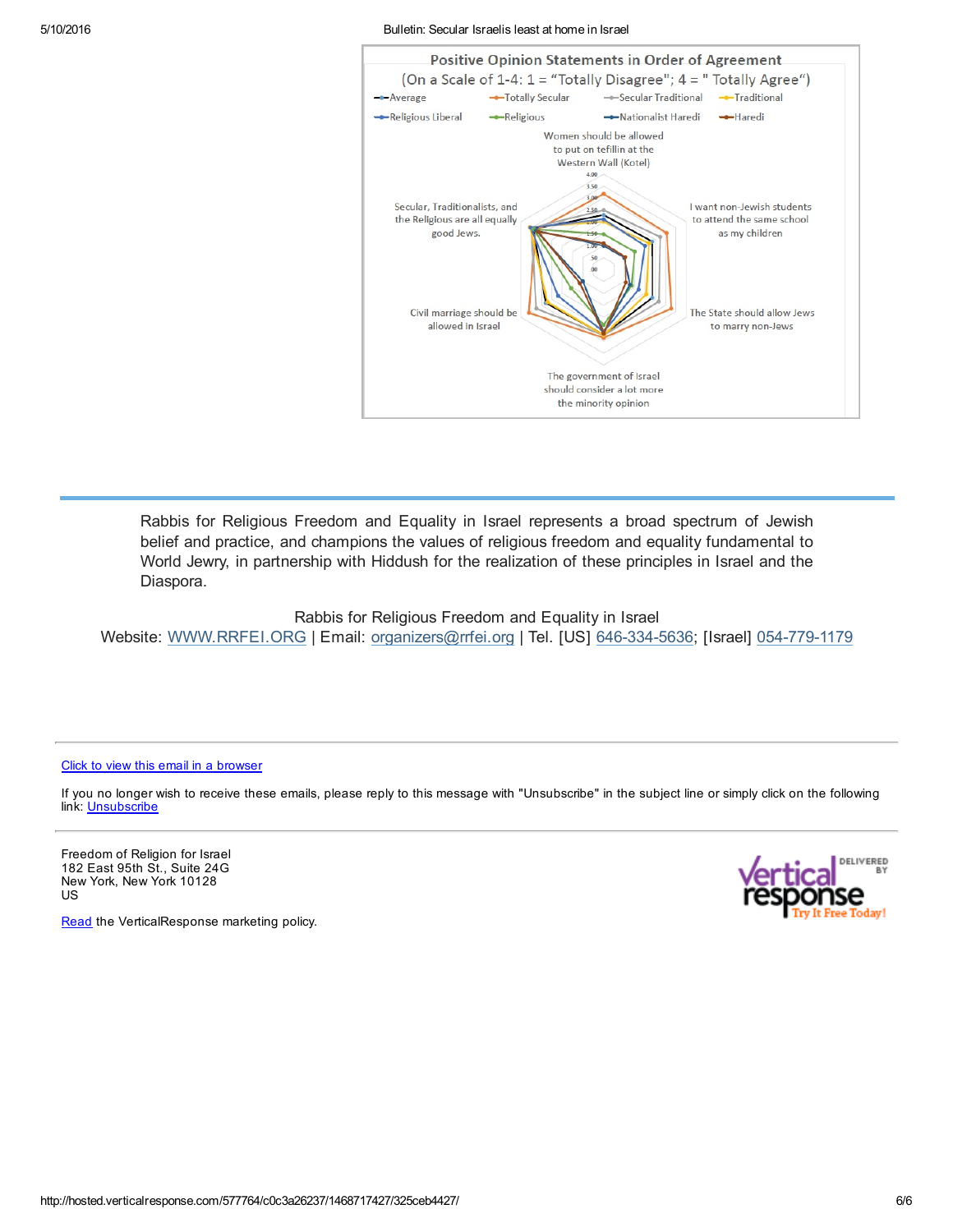Positive Opinion Statements in Order of Agreement

(On a Scale of 1-4: 1 = "Totally Disagree"; 4 = " Totally Agree")

Average
Totally Secular
Secular Traditional
Traditional
Religious Liberal
Religious
Nationalist Haredi
Haredi

Women should be allowed to put on tefillin at the Western Wall (Kotel)

I want non-Jewish students to attend the same school as my children

The State should allow Jews to marry non-Jews

The government of Israel should consider a lot more the minority opinion

Civil marriage should be allowed in Israel

Secular, Traditionalists, and the Religious are all equally good Jews.

4.00
3.50
3.00
2.50
2.00
1.50
1.00
.50
.00

---

Rabbis for Religious Freedom and Equality in Israel represents a broad spectrum of Jewish belief and practice, and champions the values of religious freedom and equality fundamental to World Jewry, in partnership with Hiddush for the realization of these principles in Israel and the Diaspora.

Rabbis for Religious Freedom and Equality in Israel
Website: WWW.RRFEI.ORG | Email: organizers@rrfei.org | Tel. [US] 646-334-5636; [Israel] 054-779-1179

---

Click to view this email in a browser

If you no longer wish to receive these emails, please reply to this message with "Unsubscribe" in the subject line or simply click on the following link: Unsubscribe

---

Freedom of Religion for Israel
182 East 95th St., Suite 24G
New York, New York 10128
US

Read the VerticalResponse marketing policy.

Vertical response DELIVERED BY Try It Free Today!